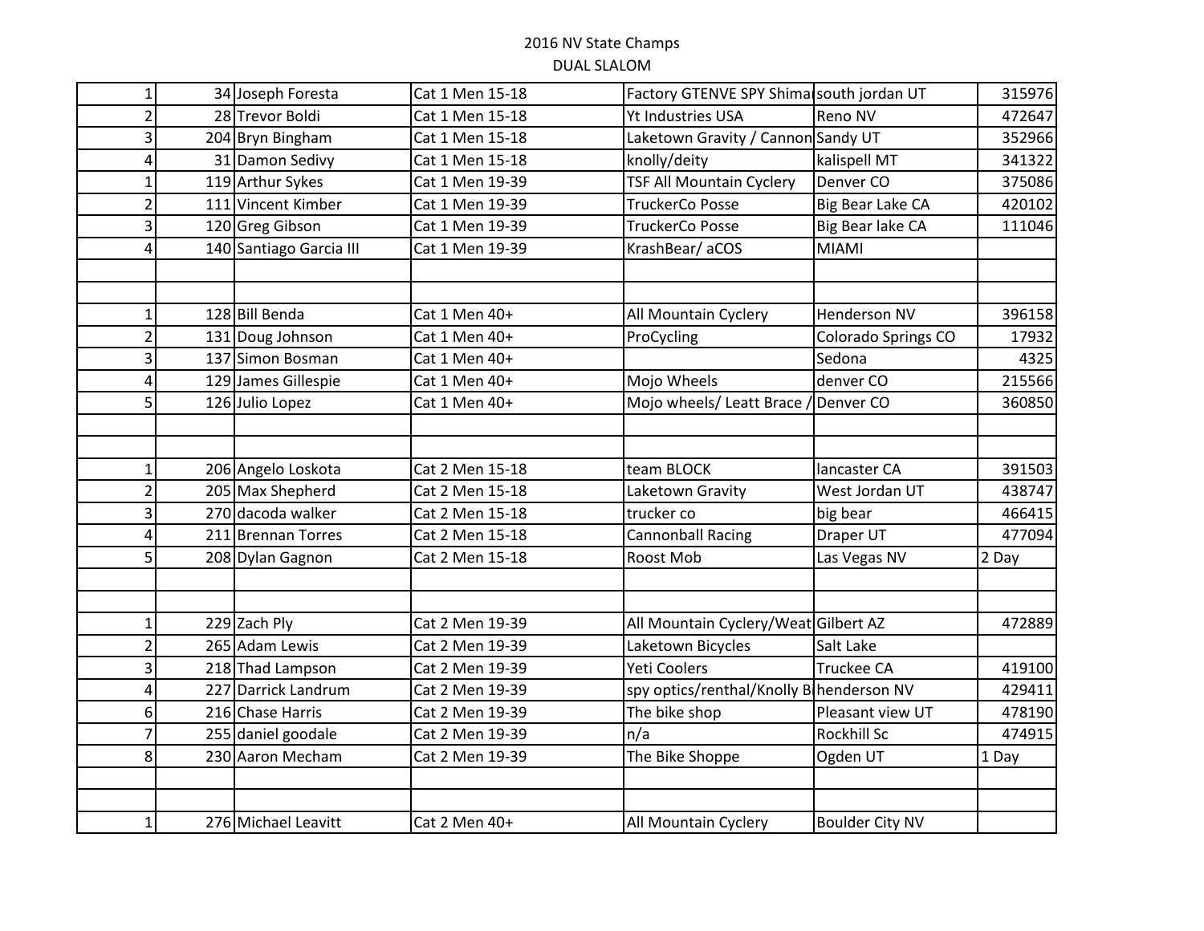# 2016 NV State Champs

## DUAL SLALOM

| | | | | | |
|---|---|---|---|---|---|
| 1 | 34 Joseph Foresta | Cat 1 Men 15-18 | Factory GTENVE SPY Shima | south jordan UT | 315976 |
| 2 | 28 Trevor Boldi | Cat 1 Men 15-18 | Yt Industries USA | Reno NV | 472647 |
| 3 | 204 Bryn Bingham | Cat 1 Men 15-18 | Laketown Gravity / Cannon | Sandy UT | 352966 |
| 4 | 31 Damon Sedivy | Cat 1 Men 15-18 | knolly/deity | kalispell MT | 341322 |
| 1 | 119 Arthur Sykes | Cat 1 Men 19-39 | TSF All Mountain Cyclery | Denver CO | 375086 |
| 2 | 111 Vincent Kimber | Cat 1 Men 19-39 | TruckerCo Posse | Big Bear Lake CA | 420102 |
| 3 | 120 Greg Gibson | Cat 1 Men 19-39 | TruckerCo Posse | Big Bear lake CA | 111046 |
| 4 | 140 Santiago Garcia III | Cat 1 Men 19-39 | KrashBear/ aCOS | MIAMI | |
| | | | | | |
| | | | | | |
| 1 | 128 Bill Benda | Cat 1 Men 40+ | All Mountain Cyclery | Henderson NV | 396158 |
| 2 | 131 Doug Johnson | Cat 1 Men 40+ | ProCycling | Colorado Springs CO | 17932 |
| 3 | 137 Simon Bosman | Cat 1 Men 40+ | | Sedona | 4325 |
| 4 | 129 James Gillespie | Cat 1 Men 40+ | Mojo Wheels | denver CO | 215566 |
| 5 | 126 Julio Lopez | Cat 1 Men 40+ | Mojo wheels/ Leatt Brace / | Denver CO | 360850 |
| | | | | | |
| | | | | | |
| 1 | 206 Angelo Loskota | Cat 2 Men 15-18 | team BLOCK | lancaster CA | 391503 |
| 2 | 205 Max Shepherd | Cat 2 Men 15-18 | Laketown Gravity | West Jordan UT | 438747 |
| 3 | 270 dacoda walker | Cat 2 Men 15-18 | trucker co | big bear | 466415 |
| 4 | 211 Brennan Torres | Cat 2 Men 15-18 | Cannonball Racing | Draper UT | 477094 |
| 5 | 208 Dylan Gagnon | Cat 2 Men 15-18 | Roost Mob | Las Vegas NV | 2 Day |
| | | | | | |
| | | | | | |
| 1 | 229 Zach Ply | Cat 2 Men 19-39 | All Mountain Cyclery/Weat | Gilbert AZ | 472889 |
| 2 | 265 Adam Lewis | Cat 2 Men 19-39 | Laketown Bicycles | Salt Lake | |
| 3 | 218 Thad Lampson | Cat 2 Men 19-39 | Yeti Coolers | Truckee CA | 419100 |
| 4 | 227 Darrick Landrum | Cat 2 Men 19-39 | spy optics/renthal/Knolly B | henderson NV | 429411 |
| 6 | 216 Chase Harris | Cat 2 Men 19-39 | The bike shop | Pleasant view UT | 478190 |
| 7 | 255 daniel goodale | Cat 2 Men 19-39 | n/a | Rockhill Sc | 474915 |
| 8 | 230 Aaron Mecham | Cat 2 Men 19-39 | The Bike Shoppe | Ogden UT | 1 Day |
| | | | | | |
| | | | | | |
| 1 | 276 Michael Leavitt | Cat 2 Men 40+ | All Mountain Cyclery | Boulder City NV | |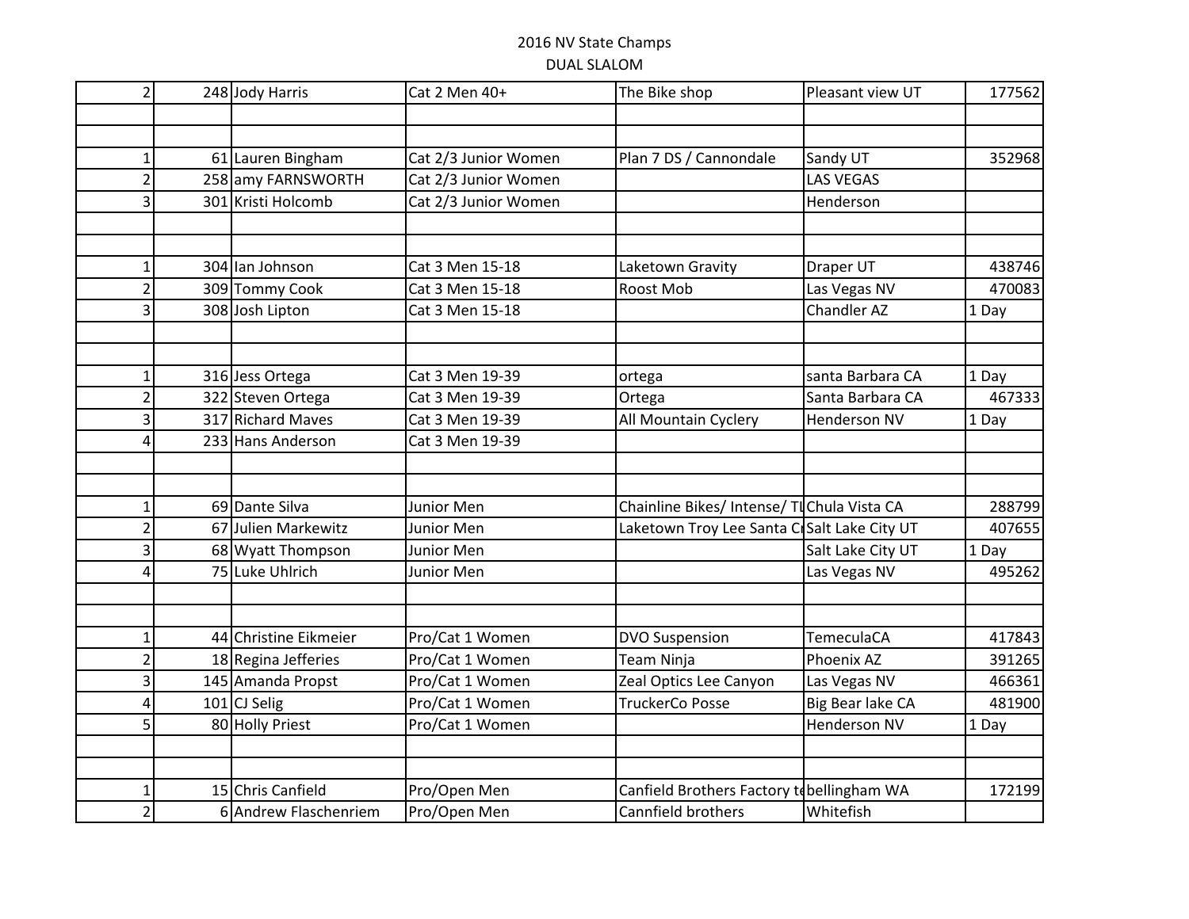2016 NV State Champs

DUAL SLALOM

| | | | | | | |
|---|---|---|---|---|---|---|
| 2 | 248 | Jody Harris | Cat 2 Men 40+ | The Bike shop | Pleasant view UT | 177562 |
| | | | | | | |
| | | | | | | |
| 1 | 61 | Lauren Bingham | Cat 2/3 Junior Women | Plan 7 DS / Cannondale | Sandy UT | 352968 |
| 2 | 258 | amy FARNSWORTH | Cat 2/3 Junior Women | | LAS VEGAS | |
| 3 | 301 | Kristi Holcomb | Cat 2/3 Junior Women | | Henderson | |
| | | | | | | |
| | | | | | | |
| 1 | 304 | Ian Johnson | Cat 3 Men 15-18 | Laketown Gravity | Draper UT | 438746 |
| 2 | 309 | Tommy Cook | Cat 3 Men 15-18 | Roost Mob | Las Vegas NV | 470083 |
| 3 | 308 | Josh Lipton | Cat 3 Men 15-18 | | Chandler AZ | 1 Day |
| | | | | | | |
| | | | | | | |
| 1 | 316 | Jess Ortega | Cat 3 Men 19-39 | ortega | santa Barbara CA | 1 Day |
| 2 | 322 | Steven Ortega | Cat 3 Men 19-39 | Ortega | Santa Barbara CA | 467333 |
| 3 | 317 | Richard Maves | Cat 3 Men 19-39 | All Mountain Cyclery | Henderson NV | 1 Day |
| 4 | 233 | Hans Anderson | Cat 3 Men 19-39 | | | |
| | | | | | | |
| | | | | | | |
| 1 | 69 | Dante Silva | Junior Men | Chainline Bikes/ Intense/ Tl | Chula Vista CA | 288799 |
| 2 | 67 | Julien Markewitz | Junior Men | Laketown Troy Lee Santa Cr | Salt Lake City UT | 407655 |
| 3 | 68 | Wyatt Thompson | Junior Men | | Salt Lake City UT | 1 Day |
| 4 | 75 | Luke Uhlrich | Junior Men | | Las Vegas NV | 495262 |
| | | | | | | |
| | | | | | | |
| 1 | 44 | Christine Eikmeier | Pro/Cat 1 Women | DVO Suspension | TemeculaCA | 417843 |
| 2 | 18 | Regina Jefferies | Pro/Cat 1 Women | Team Ninja | Phoenix AZ | 391265 |
| 3 | 145 | Amanda Propst | Pro/Cat 1 Women | Zeal Optics Lee Canyon | Las Vegas NV | 466361 |
| 4 | 101 | CJ Selig | Pro/Cat 1 Women | TruckerCo Posse | Big Bear lake CA | 481900 |
| 5 | 80 | Holly Priest | Pro/Cat 1 Women | | Henderson NV | 1 Day |
| | | | | | | |
| | | | | | | |
| 1 | 15 | Chris Canfield | Pro/Open Men | Canfield Brothers Factory te | bellingham WA | 172199 |
| 2 | 6 | Andrew Flaschenriem | Pro/Open Men | Cannfield brothers | Whitefish | |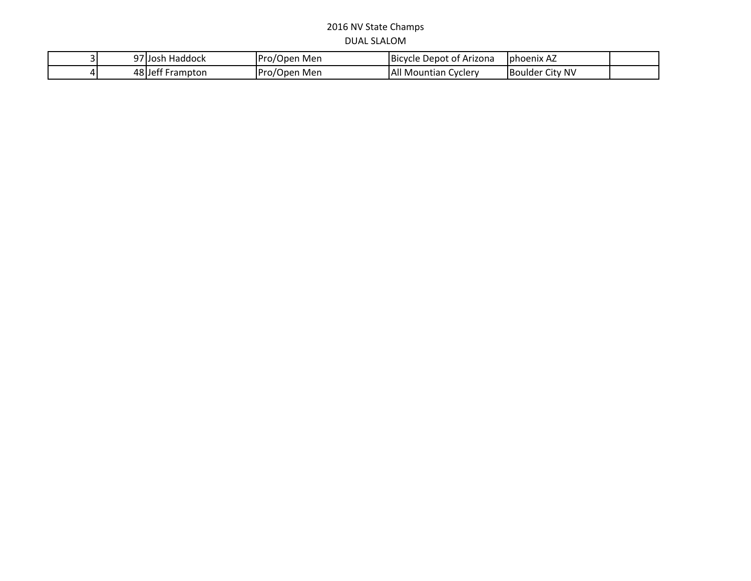2016 NV State Champs

DUAL SLALOM

| | | | | | | |
|---|---|---|---|---|---|---|
| 3 | 97 | Josh Haddock | Pro/Open Men | Bicycle Depot of Arizona | phoenix AZ | |
| 4 | 48 | Jeff Frampton | Pro/Open Men | All Mountian Cyclery | Boulder City NV | |